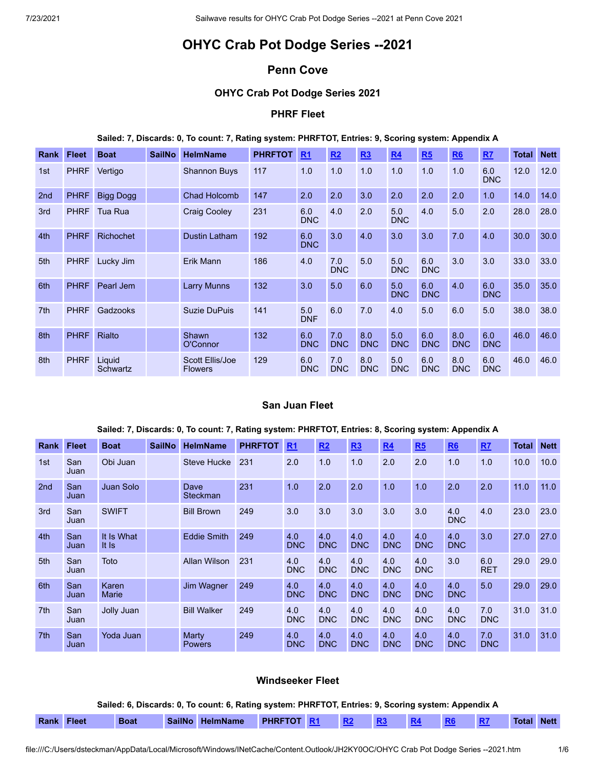# OHYC Crab Pot Dodge Series --2021

## Penn Cove

### OHYC Crab Pot Dodge Series 2021

### PHRF Fleet

**Sailed: 7, Discards: 0, To count: 7, Rating system: PHRFTOT, Entries: 9, Scoring system: Appendix A**

| Rank | Fleet | Boat | SailNo | HelmName | PHRFTOT | R1 | R2 | R3 | R4 | R5 | R6 | R7 | Total | Nett |
|---|---|---|---|---|---|---|---|---|---|---|---|---|---|---|
| 1st | PHRF | Vertigo | | Shannon Buys | 117 | 1.0 | 1.0 | 1.0 | 1.0 | 1.0 | 1.0 | 6.0 DNC | 12.0 | 12.0 |
| 2nd | PHRF | Bigg Dogg | | Chad Holcomb | 147 | 2.0 | 2.0 | 3.0 | 2.0 | 2.0 | 2.0 | 1.0 | 14.0 | 14.0 |
| 3rd | PHRF | Tua Rua | | Craig Cooley | 231 | 6.0 DNC | 4.0 | 2.0 | 5.0 DNC | 4.0 | 5.0 | 2.0 | 28.0 | 28.0 |
| 4th | PHRF | Richochet | | Dustin Latham | 192 | 6.0 DNC | 3.0 | 4.0 | 3.0 | 3.0 | 7.0 | 4.0 | 30.0 | 30.0 |
| 5th | PHRF | Lucky Jim | | Erik Mann | 186 | 4.0 | 7.0 DNC | 5.0 | 5.0 DNC | 6.0 DNC | 3.0 | 3.0 | 33.0 | 33.0 |
| 6th | PHRF | Pearl Jem | | Larry Munns | 132 | 3.0 | 5.0 | 6.0 | 5.0 DNC | 6.0 DNC | 4.0 | 6.0 DNC | 35.0 | 35.0 |
| 7th | PHRF | Gadzooks | | Suzie DuPuis | 141 | 5.0 DNF | 6.0 | 7.0 | 4.0 | 5.0 | 6.0 | 5.0 | 38.0 | 38.0 |
| 8th | PHRF | Rialto | | Shawn O'Connor | 132 | 6.0 DNC | 7.0 DNC | 8.0 DNC | 5.0 DNC | 6.0 DNC | 8.0 DNC | 6.0 DNC | 46.0 | 46.0 |
| 8th | PHRF | Liquid Schwartz | | Scott Ellis/Joe Flowers | 129 | 6.0 DNC | 7.0 DNC | 8.0 DNC | 5.0 DNC | 6.0 DNC | 8.0 DNC | 6.0 DNC | 46.0 | 46.0 |

### San Juan Fleet

**Sailed: 7, Discards: 0, To count: 7, Rating system: PHRFTOT, Entries: 8, Scoring system: Appendix A**

| Rank | Fleet | Boat | SailNo | HelmName | PHRFTOT | R1 | R2 | R3 | R4 | R5 | R6 | R7 | Total | Nett |
|---|---|---|---|---|---|---|---|---|---|---|---|---|---|---|
| 1st | San Juan | Obi Juan | | Steve Hucke | 231 | 2.0 | 1.0 | 1.0 | 2.0 | 2.0 | 1.0 | 1.0 | 10.0 | 10.0 |
| 2nd | San Juan | Juan Solo | | Dave Steckman | 231 | 1.0 | 2.0 | 2.0 | 1.0 | 1.0 | 2.0 | 2.0 | 11.0 | 11.0 |
| 3rd | San Juan | SWIFT | | Bill Brown | 249 | 3.0 | 3.0 | 3.0 | 3.0 | 3.0 | 4.0 DNC | 4.0 | 23.0 | 23.0 |
| 4th | San Juan | It Is What It Is | | Eddie Smith | 249 | 4.0 DNC | 4.0 DNC | 4.0 DNC | 4.0 DNC | 4.0 DNC | 4.0 DNC | 3.0 | 27.0 | 27.0 |
| 5th | San Juan | Toto | | Allan Wilson | 231 | 4.0 DNC | 4.0 DNC | 4.0 DNC | 4.0 DNC | 4.0 DNC | 3.0 | 6.0 RET | 29.0 | 29.0 |
| 6th | San Juan | Karen Marie | | Jim Wagner | 249 | 4.0 DNC | 4.0 DNC | 4.0 DNC | 4.0 DNC | 4.0 DNC | 4.0 DNC | 5.0 | 29.0 | 29.0 |
| 7th | San Juan | Jolly Juan | | Bill Walker | 249 | 4.0 DNC | 4.0 DNC | 4.0 DNC | 4.0 DNC | 4.0 DNC | 4.0 DNC | 7.0 DNC | 31.0 | 31.0 |
| 7th | San Juan | Yoda Juan | | Marty Powers | 249 | 4.0 DNC | 4.0 DNC | 4.0 DNC | 4.0 DNC | 4.0 DNC | 4.0 DNC | 7.0 DNC | 31.0 | 31.0 |

### Windseeker Fleet

**Sailed: 6, Discards: 0, To count: 6, Rating system: PHRFTOT, Entries: 9, Scoring system: Appendix A**

| Rank | Fleet | Boat | SailNo | HelmName | PHRFTOT | R1 | R2 | R3 | R4 | R6 | R7 | Total | Nett |
|---|---|---|---|---|---|---|---|---|---|---|---|---|---|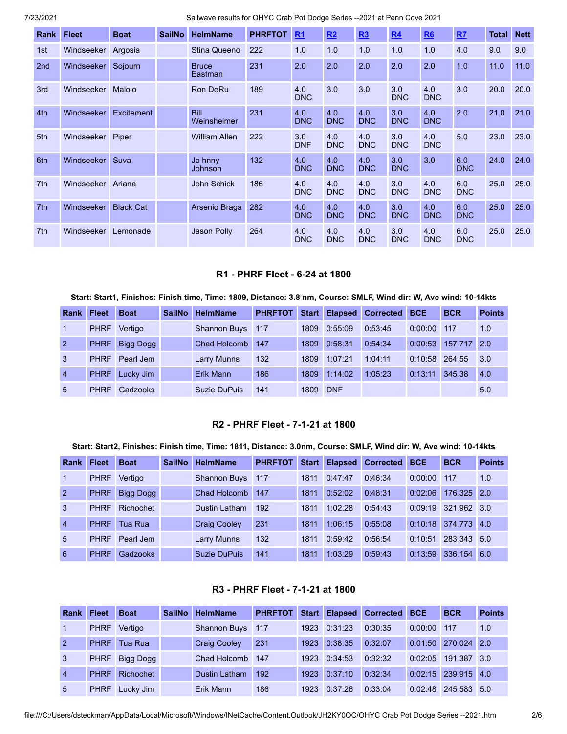| Rank | Fleet | Boat | SailNo | HelmName | PHRFTOT | R1 | R2 | R3 | R4 | R6 | R7 | Total | Nett |
|---|---|---|---|---|---|---|---|---|---|---|---|---|---|
| 1st | Windseeker | Argosia | | Stina Queeno | 222 | 1.0 | 1.0 | 1.0 | 1.0 | 1.0 | 4.0 | 9.0 | 9.0 |
| 2nd | Windseeker | Sojourn | | Bruce Eastman | 231 | 2.0 | 2.0 | 2.0 | 2.0 | 2.0 | 1.0 | 11.0 | 11.0 |
| 3rd | Windseeker | Malolo | | Ron DeRu | 189 | 4.0 DNC | 3.0 | 3.0 | 3.0 DNC | 4.0 DNC | 3.0 | 20.0 | 20.0 |
| 4th | Windseeker | Excitement | | Bill Weinsheimer | 231 | 4.0 DNC | 4.0 DNC | 4.0 DNC | 3.0 DNC | 4.0 DNC | 2.0 | 21.0 | 21.0 |
| 5th | Windseeker | Piper | | William Allen | 222 | 3.0 DNF | 4.0 DNC | 4.0 DNC | 3.0 DNC | 4.0 DNC | 5.0 | 23.0 | 23.0 |
| 6th | Windseeker | Suva | | Jo hnny Johnson | 132 | 4.0 DNC | 4.0 DNC | 4.0 DNC | 3.0 DNC | 3.0 | 6.0 DNC | 24.0 | 24.0 |
| 7th | Windseeker | Ariana | | John Schick | 186 | 4.0 DNC | 4.0 DNC | 4.0 DNC | 3.0 DNC | 4.0 DNC | 6.0 DNC | 25.0 | 25.0 |
| 7th | Windseeker | Black Cat | | Arsenio Braga | 282 | 4.0 DNC | 4.0 DNC | 4.0 DNC | 3.0 DNC | 4.0 DNC | 6.0 DNC | 25.0 | 25.0 |
| 7th | Windseeker | Lemonade | | Jason Polly | 264 | 4.0 DNC | 4.0 DNC | 4.0 DNC | 3.0 DNC | 4.0 DNC | 6.0 DNC | 25.0 | 25.0 |

### R1 - PHRF Fleet - 6-24 at 1800

**Start: Start1, Finishes: Finish time, Time: 1809, Distance: 3.8 nm, Course: SMLF, Wind dir: W, Ave wind: 10-14kts**

| Rank | Fleet | Boat | SailNo | HelmName | PHRFTOT | Start | Elapsed | Corrected | BCE | BCR | Points |
|---|---|---|---|---|---|---|---|---|---|---|---|
| 1 | PHRF | Vertigo | | Shannon Buys | 117 | 1809 | 0:55:09 | 0:53:45 | 0:00:00 | 117 | 1.0 |
| 2 | PHRF | Bigg Dogg | | Chad Holcomb | 147 | 1809 | 0:58:31 | 0:54:34 | 0:00:53 | 157.717 | 2.0 |
| 3 | PHRF | Pearl Jem | | Larry Munns | 132 | 1809 | 1:07:21 | 1:04:11 | 0:10:58 | 264.55 | 3.0 |
| 4 | PHRF | Lucky Jim | | Erik Mann | 186 | 1809 | 1:14:02 | 1:05:23 | 0:13:11 | 345.38 | 4.0 |
| 5 | PHRF | Gadzooks | | Suzie DuPuis | 141 | 1809 | DNF | | | | 5.0 |

### R2 - PHRF Fleet - 7-1-21 at 1800

**Start: Start2, Finishes: Finish time, Time: 1811, Distance: 3.0nm, Course: SMLF, Wind dir: W, Ave wind: 10-14kts**

| Rank | Fleet | Boat | SailNo | HelmName | PHRFTOT | Start | Elapsed | Corrected | BCE | BCR | Points |
|---|---|---|---|---|---|---|---|---|---|---|---|
| 1 | PHRF | Vertigo | | Shannon Buys | 117 | 1811 | 0:47:47 | 0:46:34 | 0:00:00 | 117 | 1.0 |
| 2 | PHRF | Bigg Dogg | | Chad Holcomb | 147 | 1811 | 0:52:02 | 0:48:31 | 0:02:06 | 176.325 | 2.0 |
| 3 | PHRF | Richochet | | Dustin Latham | 192 | 1811 | 1:02:28 | 0:54:43 | 0:09:19 | 321.962 | 3.0 |
| 4 | PHRF | Tua Rua | | Craig Cooley | 231 | 1811 | 1:06:15 | 0:55:08 | 0:10:18 | 374.773 | 4.0 |
| 5 | PHRF | Pearl Jem | | Larry Munns | 132 | 1811 | 0:59:42 | 0:56:54 | 0:10:51 | 283.343 | 5.0 |
| 6 | PHRF | Gadzooks | | Suzie DuPuis | 141 | 1811 | 1:03:29 | 0:59:43 | 0:13:59 | 336.154 | 6.0 |

### R3 - PHRF Fleet - 7-1-21 at 1800

| Rank | Fleet | Boat | SailNo | HelmName | PHRFTOT | Start | Elapsed | Corrected | BCE | BCR | Points |
|---|---|---|---|---|---|---|---|---|---|---|---|
| 1 | PHRF | Vertigo | | Shannon Buys | 117 | 1923 | 0:31:23 | 0:30:35 | 0:00:00 | 117 | 1.0 |
| 2 | PHRF | Tua Rua | | Craig Cooley | 231 | 1923 | 0:38:35 | 0:32:07 | 0:01:50 | 270.024 | 2.0 |
| 3 | PHRF | Bigg Dogg | | Chad Holcomb | 147 | 1923 | 0:34:53 | 0:32:32 | 0:02:05 | 191.387 | 3.0 |
| 4 | PHRF | Richochet | | Dustin Latham | 192 | 1923 | 0:37:10 | 0:32:34 | 0:02:15 | 239.915 | 4.0 |
| 5 | PHRF | Lucky Jim | | Erik Mann | 186 | 1923 | 0:37:26 | 0:33:04 | 0:02:48 | 245.583 | 5.0 |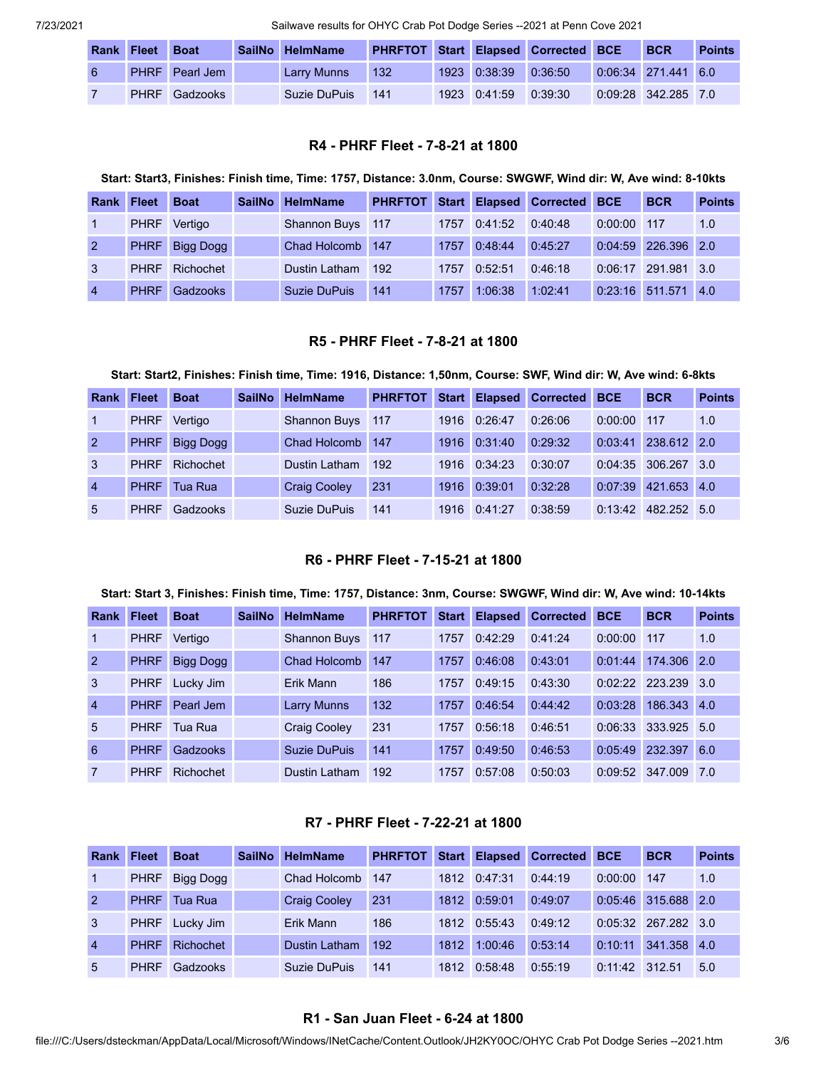| Rank | Fleet | Boat | SailNo | HelmName | PHRFTOT | Start | Elapsed | Corrected | BCE | BCR | Points |
|---|---|---|---|---|---|---|---|---|---|---|---|
| 6 | PHRF | Pearl Jem | | Larry Munns | 132 | 1923 | 0:38:39 | 0:36:50 | 0:06:34 | 271.441 | 6.0 |
| 7 | PHRF | Gadzooks | | Suzie DuPuis | 141 | 1923 | 0:41:59 | 0:39:30 | 0:09:28 | 342.285 | 7.0 |

### R4 - PHRF Fleet - 7-8-21 at 1800

**Start: Start3, Finishes: Finish time, Time: 1757, Distance: 3.0nm, Course: SWGWF, Wind dir: W, Ave wind: 8-10kts**

| Rank | Fleet | Boat | SailNo | HelmName | PHRFTOT | Start | Elapsed | Corrected | BCE | BCR | Points |
|---|---|---|---|---|---|---|---|---|---|---|---|
| 1 | PHRF | Vertigo | | Shannon Buys | 117 | 1757 | 0:41:52 | 0:40:48 | 0:00:00 | 117 | 1.0 |
| 2 | PHRF | Bigg Dogg | | Chad Holcomb | 147 | 1757 | 0:48:44 | 0:45:27 | 0:04:59 | 226.396 | 2.0 |
| 3 | PHRF | Richochet | | Dustin Latham | 192 | 1757 | 0:52:51 | 0:46:18 | 0:06:17 | 291.981 | 3.0 |
| 4 | PHRF | Gadzooks | | Suzie DuPuis | 141 | 1757 | 1:06:38 | 1:02:41 | 0:23:16 | 511.571 | 4.0 |

### R5 - PHRF Fleet - 7-8-21 at 1800

**Start: Start2, Finishes: Finish time, Time: 1916, Distance: 1,50nm, Course: SWF, Wind dir: W, Ave wind: 6-8kts**

| Rank | Fleet | Boat | SailNo | HelmName | PHRFTOT | Start | Elapsed | Corrected | BCE | BCR | Points |
|---|---|---|---|---|---|---|---|---|---|---|---|
| 1 | PHRF | Vertigo | | Shannon Buys | 117 | 1916 | 0:26:47 | 0:26:06 | 0:00:00 | 117 | 1.0 |
| 2 | PHRF | Bigg Dogg | | Chad Holcomb | 147 | 1916 | 0:31:40 | 0:29:32 | 0:03:41 | 238.612 | 2.0 |
| 3 | PHRF | Richochet | | Dustin Latham | 192 | 1916 | 0:34:23 | 0:30:07 | 0:04:35 | 306.267 | 3.0 |
| 4 | PHRF | Tua Rua | | Craig Cooley | 231 | 1916 | 0:39:01 | 0:32:28 | 0:07:39 | 421.653 | 4.0 |
| 5 | PHRF | Gadzooks | | Suzie DuPuis | 141 | 1916 | 0:41:27 | 0:38:59 | 0:13:42 | 482.252 | 5.0 |

### R6 - PHRF Fleet - 7-15-21 at 1800

**Start: Start 3, Finishes: Finish time, Time: 1757, Distance: 3nm, Course: SWGWF, Wind dir: W, Ave wind: 10-14kts**

| Rank | Fleet | Boat | SailNo | HelmName | PHRFTOT | Start | Elapsed | Corrected | BCE | BCR | Points |
|---|---|---|---|---|---|---|---|---|---|---|---|
| 1 | PHRF | Vertigo | | Shannon Buys | 117 | 1757 | 0:42:29 | 0:41:24 | 0:00:00 | 117 | 1.0 |
| 2 | PHRF | Bigg Dogg | | Chad Holcomb | 147 | 1757 | 0:46:08 | 0:43:01 | 0:01:44 | 174.306 | 2.0 |
| 3 | PHRF | Lucky Jim | | Erik Mann | 186 | 1757 | 0:49:15 | 0:43:30 | 0:02:22 | 223.239 | 3.0 |
| 4 | PHRF | Pearl Jem | | Larry Munns | 132 | 1757 | 0:46:54 | 0:44:42 | 0:03:28 | 186.343 | 4.0 |
| 5 | PHRF | Tua Rua | | Craig Cooley | 231 | 1757 | 0:56:18 | 0:46:51 | 0:06:33 | 333.925 | 5.0 |
| 6 | PHRF | Gadzooks | | Suzie DuPuis | 141 | 1757 | 0:49:50 | 0:46:53 | 0:05:49 | 232.397 | 6.0 |
| 7 | PHRF | Richochet | | Dustin Latham | 192 | 1757 | 0:57:08 | 0:50:03 | 0:09:52 | 347.009 | 7.0 |

### R7 - PHRF Fleet - 7-22-21 at 1800

| Rank | Fleet | Boat | SailNo | HelmName | PHRFTOT | Start | Elapsed | Corrected | BCE | BCR | Points |
|---|---|---|---|---|---|---|---|---|---|---|---|
| 1 | PHRF | Bigg Dogg | | Chad Holcomb | 147 | 1812 | 0:47:31 | 0:44:19 | 0:00:00 | 147 | 1.0 |
| 2 | PHRF | Tua Rua | | Craig Cooley | 231 | 1812 | 0:59:01 | 0:49:07 | 0:05:46 | 315.688 | 2.0 |
| 3 | PHRF | Lucky Jim | | Erik Mann | 186 | 1812 | 0:55:43 | 0:49:12 | 0:05:32 | 267.282 | 3.0 |
| 4 | PHRF | Richochet | | Dustin Latham | 192 | 1812 | 1:00:46 | 0:53:14 | 0:10:11 | 341.358 | 4.0 |
| 5 | PHRF | Gadzooks | | Suzie DuPuis | 141 | 1812 | 0:58:48 | 0:55:19 | 0:11:42 | 312.51 | 5.0 |

### R1 - San Juan Fleet - 6-24 at 1800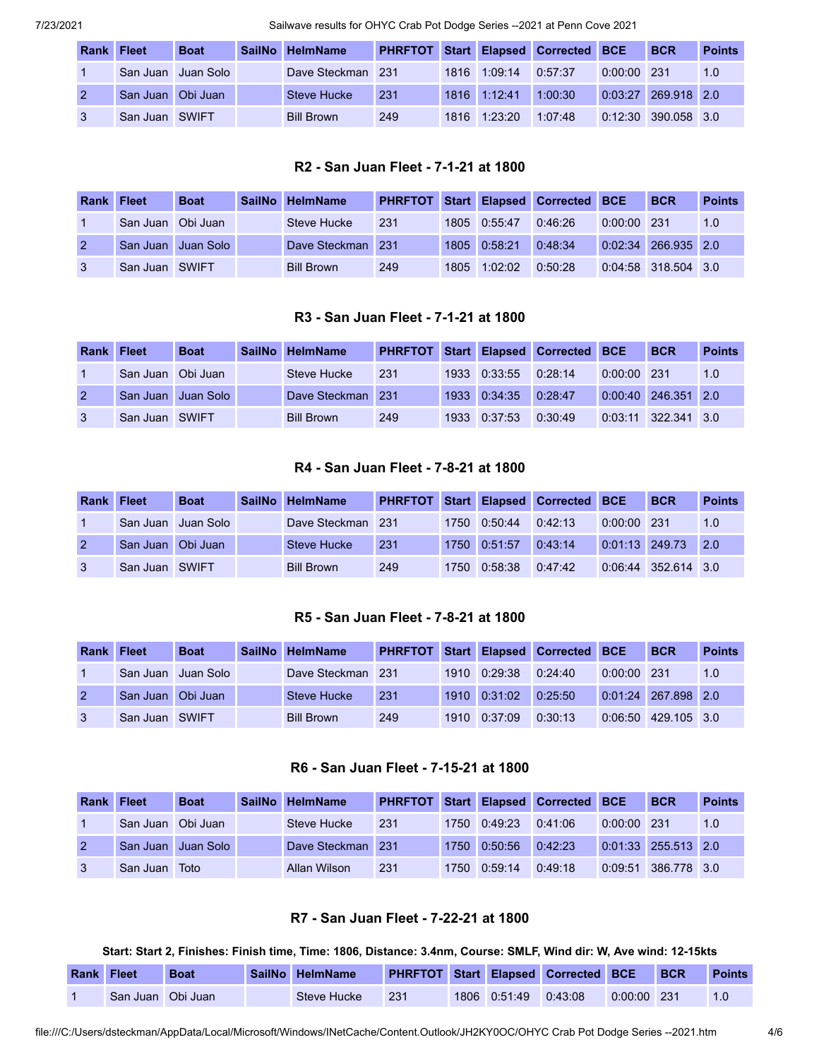| Rank | Fleet | Boat | SailNo | HelmName | PHRFTOT | Start | Elapsed | Corrected | BCE | BCR | Points |
|---|---|---|---|---|---|---|---|---|---|---|---|
| 1 | San Juan | Juan Solo | | Dave Steckman | 231 | 1816 | 1:09:14 | 0:57:37 | 0:00:00 | 231 | 1.0 |
| 2 | San Juan | Obi Juan | | Steve Hucke | 231 | 1816 | 1:12:41 | 1:00:30 | 0:03:27 | 269.918 | 2.0 |
| 3 | San Juan | SWIFT | | Bill Brown | 249 | 1816 | 1:23:20 | 1:07:48 | 0:12:30 | 390.058 | 3.0 |

### R2 - San Juan Fleet - 7-1-21 at 1800

| Rank | Fleet | Boat | SailNo | HelmName | PHRFTOT | Start | Elapsed | Corrected | BCE | BCR | Points |
|---|---|---|---|---|---|---|---|---|---|---|---|
| 1 | San Juan | Obi Juan | | Steve Hucke | 231 | 1805 | 0:55:47 | 0:46:26 | 0:00:00 | 231 | 1.0 |
| 2 | San Juan | Juan Solo | | Dave Steckman | 231 | 1805 | 0:58:21 | 0:48:34 | 0:02:34 | 266.935 | 2.0 |
| 3 | San Juan | SWIFT | | Bill Brown | 249 | 1805 | 1:02:02 | 0:50:28 | 0:04:58 | 318.504 | 3.0 |

### R3 - San Juan Fleet - 7-1-21 at 1800

| Rank | Fleet | Boat | SailNo | HelmName | PHRFTOT | Start | Elapsed | Corrected | BCE | BCR | Points |
|---|---|---|---|---|---|---|---|---|---|---|---|
| 1 | San Juan | Obi Juan | | Steve Hucke | 231 | 1933 | 0:33:55 | 0:28:14 | 0:00:00 | 231 | 1.0 |
| 2 | San Juan | Juan Solo | | Dave Steckman | 231 | 1933 | 0:34:35 | 0:28:47 | 0:00:40 | 246.351 | 2.0 |
| 3 | San Juan | SWIFT | | Bill Brown | 249 | 1933 | 0:37:53 | 0:30:49 | 0:03:11 | 322.341 | 3.0 |

### R4 - San Juan Fleet - 7-8-21 at 1800

| Rank | Fleet | Boat | SailNo | HelmName | PHRFTOT | Start | Elapsed | Corrected | BCE | BCR | Points |
|---|---|---|---|---|---|---|---|---|---|---|---|
| 1 | San Juan | Juan Solo | | Dave Steckman | 231 | 1750 | 0:50:44 | 0:42:13 | 0:00:00 | 231 | 1.0 |
| 2 | San Juan | Obi Juan | | Steve Hucke | 231 | 1750 | 0:51:57 | 0:43:14 | 0:01:13 | 249.73 | 2.0 |
| 3 | San Juan | SWIFT | | Bill Brown | 249 | 1750 | 0:58:38 | 0:47:42 | 0:06:44 | 352.614 | 3.0 |

### R5 - San Juan Fleet - 7-8-21 at 1800

| Rank | Fleet | Boat | SailNo | HelmName | PHRFTOT | Start | Elapsed | Corrected | BCE | BCR | Points |
|---|---|---|---|---|---|---|---|---|---|---|---|
| 1 | San Juan | Juan Solo | | Dave Steckman | 231 | 1910 | 0:29:38 | 0:24:40 | 0:00:00 | 231 | 1.0 |
| 2 | San Juan | Obi Juan | | Steve Hucke | 231 | 1910 | 0:31:02 | 0:25:50 | 0:01:24 | 267.898 | 2.0 |
| 3 | San Juan | SWIFT | | Bill Brown | 249 | 1910 | 0:37:09 | 0:30:13 | 0:06:50 | 429.105 | 3.0 |

### R6 - San Juan Fleet - 7-15-21 at 1800

| Rank | Fleet | Boat | SailNo | HelmName | PHRFTOT | Start | Elapsed | Corrected | BCE | BCR | Points |
|---|---|---|---|---|---|---|---|---|---|---|---|
| 1 | San Juan | Obi Juan | | Steve Hucke | 231 | 1750 | 0:49:23 | 0:41:06 | 0:00:00 | 231 | 1.0 |
| 2 | San Juan | Juan Solo | | Dave Steckman | 231 | 1750 | 0:50:56 | 0:42:23 | 0:01:33 | 255.513 | 2.0 |
| 3 | San Juan | Toto | | Allan Wilson | 231 | 1750 | 0:59:14 | 0:49:18 | 0:09:51 | 386.778 | 3.0 |

### R7 - San Juan Fleet - 7-22-21 at 1800

**Start: Start 2, Finishes: Finish time, Time: 1806, Distance: 3.4nm, Course: SMLF, Wind dir: W, Ave wind: 12-15kts**

| Rank | Fleet | Boat | SailNo | HelmName | PHRFTOT | Start | Elapsed | Corrected | BCE | BCR | Points |
|---|---|---|---|---|---|---|---|---|---|---|---|
| 1 | San Juan | Obi Juan | | Steve Hucke | 231 | 1806 | 0:51:49 | 0:43:08 | 0:00:00 | 231 | 1.0 |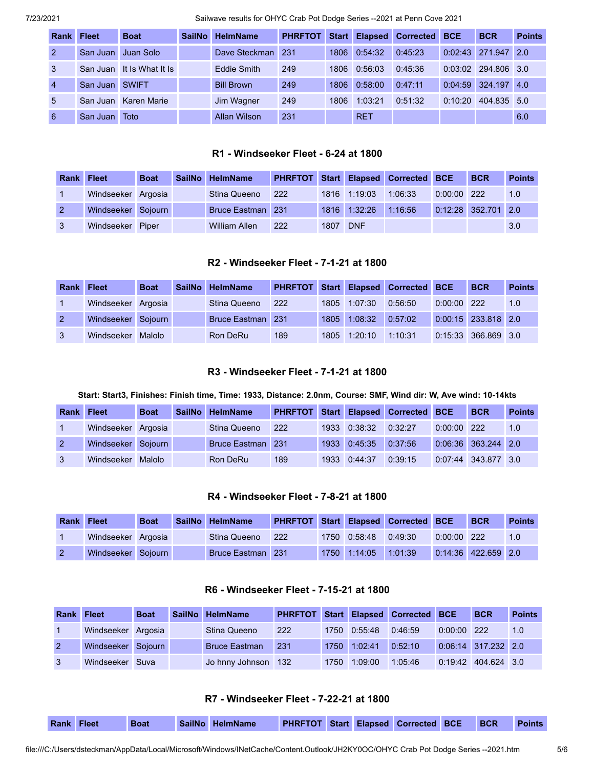| Rank | Fleet | Boat | SailNo | HelmName | PHRFTOT | Start | Elapsed | Corrected | BCE | BCR | Points |
|---|---|---|---|---|---|---|---|---|---|---|---|
| 2 | San Juan | Juan Solo | | Dave Steckman | 231 | 1806 | 0:54:32 | 0:45:23 | 0:02:43 | 271.947 | 2.0 |
| 3 | San Juan | It Is What It Is | | Eddie Smith | 249 | 1806 | 0:56:03 | 0:45:36 | 0:03:02 | 294.806 | 3.0 |
| 4 | San Juan | SWIFT | | Bill Brown | 249 | 1806 | 0:58:00 | 0:47:11 | 0:04:59 | 324.197 | 4.0 |
| 5 | San Juan | Karen Marie | | Jim Wagner | 249 | 1806 | 1:03:21 | 0:51:32 | 0:10:20 | 404.835 | 5.0 |
| 6 | San Juan | Toto | | Allan Wilson | 231 | | RET | | | | 6.0 |

### R1 - Windseeker Fleet - 6-24 at 1800

| Rank | Fleet | Boat | SailNo | HelmName | PHRFTOT | Start | Elapsed | Corrected | BCE | BCR | Points |
|---|---|---|---|---|---|---|---|---|---|---|---|
| 1 | Windseeker | Argosia | | Stina Queeno | 222 | 1816 | 1:19:03 | 1:06:33 | 0:00:00 | 222 | 1.0 |
| 2 | Windseeker | Sojourn | | Bruce Eastman | 231 | 1816 | 1:32:26 | 1:16:56 | 0:12:28 | 352.701 | 2.0 |
| 3 | Windseeker | Piper | | William Allen | 222 | 1807 | DNF | | | | 3.0 |

### R2 - Windseeker Fleet - 7-1-21 at 1800

| Rank | Fleet | Boat | SailNo | HelmName | PHRFTOT | Start | Elapsed | Corrected | BCE | BCR | Points |
|---|---|---|---|---|---|---|---|---|---|---|---|
| 1 | Windseeker | Argosia | | Stina Queeno | 222 | 1805 | 1:07:30 | 0:56:50 | 0:00:00 | 222 | 1.0 |
| 2 | Windseeker | Sojourn | | Bruce Eastman | 231 | 1805 | 1:08:32 | 0:57:02 | 0:00:15 | 233.818 | 2.0 |
| 3 | Windseeker | Malolo | | Ron DeRu | 189 | 1805 | 1:20:10 | 1:10:31 | 0:15:33 | 366.869 | 3.0 |

### R3 - Windseeker Fleet - 7-1-21 at 1800

**Start: Start3, Finishes: Finish time, Time: 1933, Distance: 2.0nm, Course: SMF, Wind dir: W, Ave wind: 10-14kts**

| Rank | Fleet | Boat | SailNo | HelmName | PHRFTOT | Start | Elapsed | Corrected | BCE | BCR | Points |
|---|---|---|---|---|---|---|---|---|---|---|---|
| 1 | Windseeker | Argosia | | Stina Queeno | 222 | 1933 | 0:38:32 | 0:32:27 | 0:00:00 | 222 | 1.0 |
| 2 | Windseeker | Sojourn | | Bruce Eastman | 231 | 1933 | 0:45:35 | 0:37:56 | 0:06:36 | 363.244 | 2.0 |
| 3 | Windseeker | Malolo | | Ron DeRu | 189 | 1933 | 0:44:37 | 0:39:15 | 0:07:44 | 343.877 | 3.0 |

### R4 - Windseeker Fleet - 7-8-21 at 1800

| Rank | Fleet | Boat | SailNo | HelmName | PHRFTOT | Start | Elapsed | Corrected | BCE | BCR | Points |
|---|---|---|---|---|---|---|---|---|---|---|---|
| 1 | Windseeker | Argosia | | Stina Queeno | 222 | 1750 | 0:58:48 | 0:49:30 | 0:00:00 | 222 | 1.0 |
| 2 | Windseeker | Sojourn | | Bruce Eastman | 231 | 1750 | 1:14:05 | 1:01:39 | 0:14:36 | 422.659 | 2.0 |

### R6 - Windseeker Fleet - 7-15-21 at 1800

| Rank | Fleet | Boat | SailNo | HelmName | PHRFTOT | Start | Elapsed | Corrected | BCE | BCR | Points |
|---|---|---|---|---|---|---|---|---|---|---|---|
| 1 | Windseeker | Argosia | | Stina Queeno | 222 | 1750 | 0:55:48 | 0:46:59 | 0:00:00 | 222 | 1.0 |
| 2 | Windseeker | Sojourn | | Bruce Eastman | 231 | 1750 | 1:02:41 | 0:52:10 | 0:06:14 | 317.232 | 2.0 |
| 3 | Windseeker | Suva | | Jo hnny Johnson | 132 | 1750 | 1:09:00 | 1:05:46 | 0:19:42 | 404.624 | 3.0 |

### R7 - Windseeker Fleet - 7-22-21 at 1800

| Rank | Fleet | Boat | SailNo | HelmName | PHRFTOT | Start | Elapsed | Corrected | BCE | BCR | Points |
|---|---|---|---|---|---|---|---|---|---|---|---|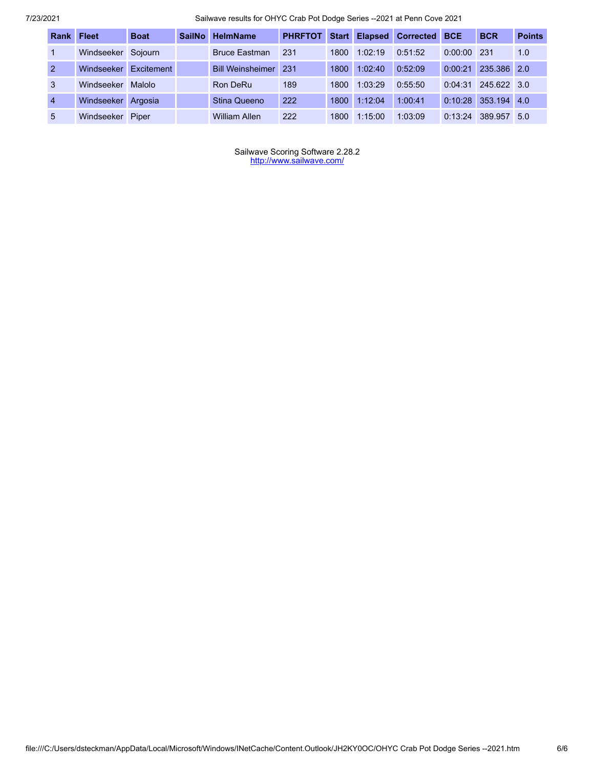| Rank | Fleet | Boat | SailNo | HelmName | PHRFTOT | Start | Elapsed | Corrected | BCE | BCR | Points |
|---|---|---|---|---|---|---|---|---|---|---|---|
| 1 | Windseeker | Sojourn | | Bruce Eastman | 231 | 1800 | 1:02:19 | 0:51:52 | 0:00:00 | 231 | 1.0 |
| 2 | Windseeker | Excitement | | Bill Weinsheimer | 231 | 1800 | 1:02:40 | 0:52:09 | 0:00:21 | 235.386 | 2.0 |
| 3 | Windseeker | Malolo | | Ron DeRu | 189 | 1800 | 1:03:29 | 0:55:50 | 0:04:31 | 245.622 | 3.0 |
| 4 | Windseeker | Argosia | | Stina Queeno | 222 | 1800 | 1:12:04 | 1:00:41 | 0:10:28 | 353.194 | 4.0 |
| 5 | Windseeker | Piper | | William Allen | 222 | 1800 | 1:15:00 | 1:03:09 | 0:13:24 | 389.957 | 5.0 |

Sailwave Scoring Software 2.28.2
http://www.sailwave.com/